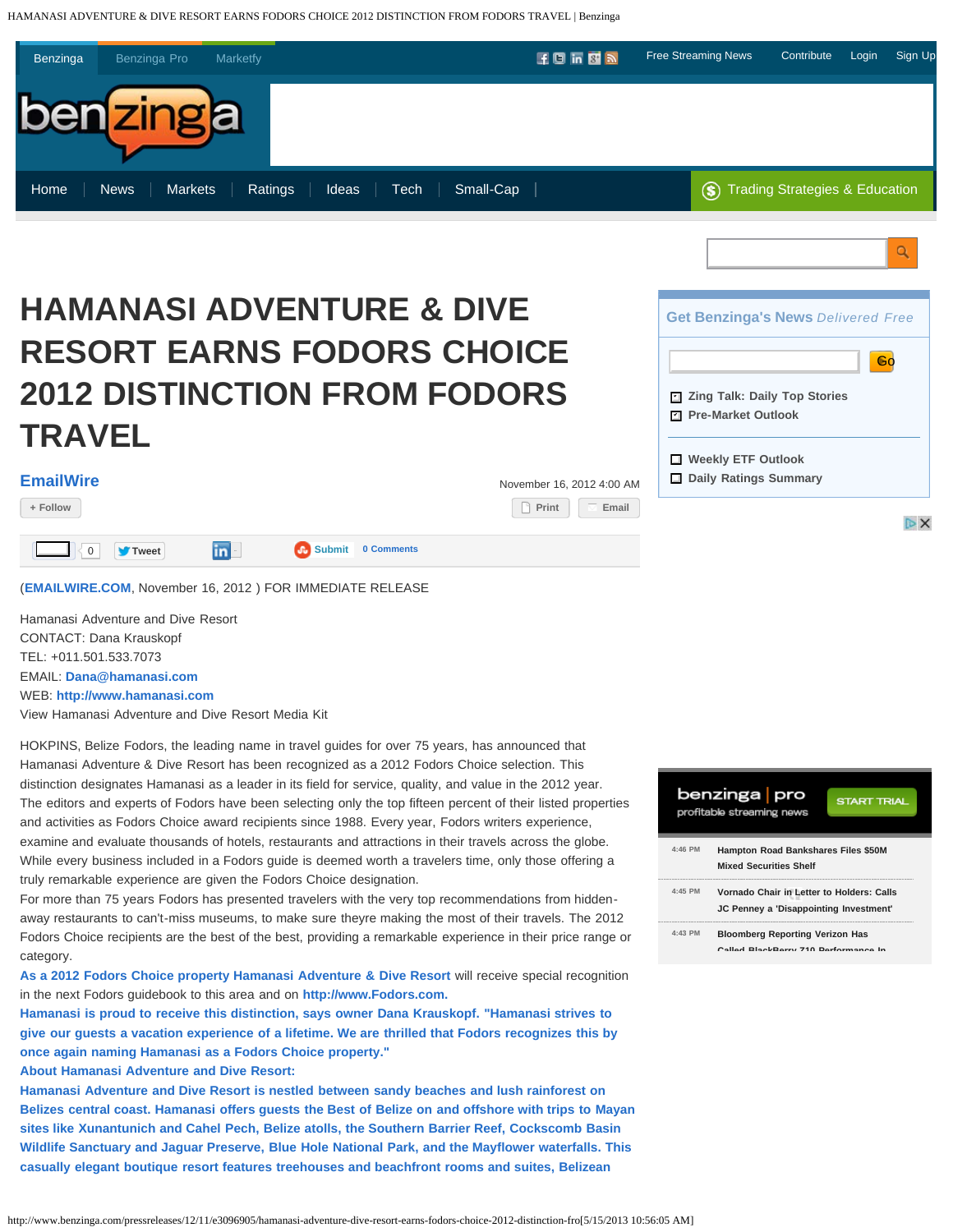# HAMANASI ADVENTURE & DIVE RESORT EARNS FODORS CHOICE 2012 DISTINCTION FROM FODORS TRAVEL

**EmailWire**

November 16, 2012 4:00 AM

(**EMAILWIRE.COM**, November 16, 2012 ) FOR IMMEDIATE RELEASE

Hamanasi Adventure and Dive Resort
CONTACT: Dana Krauskopf
TEL: +011.501.533.7073
EMAIL: **Dana@hamanasi.com**
WEB: **http://www.hamanasi.com**
View Hamanasi Adventure and Dive Resort Media Kit

HOKPINS, Belize Fodors, the leading name in travel guides for over 75 years, has announced that Hamanasi Adventure & Dive Resort has been recognized as a 2012 Fodors Choice selection. This distinction designates Hamanasi as a leader in its field for service, quality, and value in the 2012 year.
The editors and experts of Fodors have been selecting only the top fifteen percent of their listed properties and activities as Fodors Choice award recipients since 1988. Every year, Fodors writers experience, examine and evaluate thousands of hotels, restaurants and attractions in their travels across the globe. While every business included in a Fodors guide is deemed worth a travelers time, only those offering a truly remarkable experience are given the Fodors Choice designation.
For more than 75 years Fodors has presented travelers with the very top recommendations from hidden-away restaurants to can't-miss museums, to make sure theyre making the most of their travels. The 2012 Fodors Choice recipients are the best of the best, providing a remarkable experience in their price range or category.
**As a 2012 Fodors Choice property Hamanasi Adventure & Dive Resort** will receive special recognition in the next Fodors guidebook to this area and on **http://www.Fodors.com.**
**Hamanasi is proud to receive this distinction, says owner Dana Krauskopf. "Hamanasi strives to give our guests a vacation experience of a lifetime. We are thrilled that Fodors recognizes this by once again naming Hamanasi as a Fodors Choice property."**
**About Hamanasi Adventure and Dive Resort:**
**Hamanasi Adventure and Dive Resort is nestled between sandy beaches and lush rainforest on Belizes central coast. Hamanasi offers guests the Best of Belize on and offshore with trips to Mayan sites like Xunantunich and Cahel Pech, Belize atolls, the Southern Barrier Reef, Cockscomb Basin Wildlife Sanctuary and Jaguar Preserve, Blue Hole National Park, and the Mayflower waterfalls. This casually elegant boutique resort features treehouses and beachfront rooms and suites, Belizean**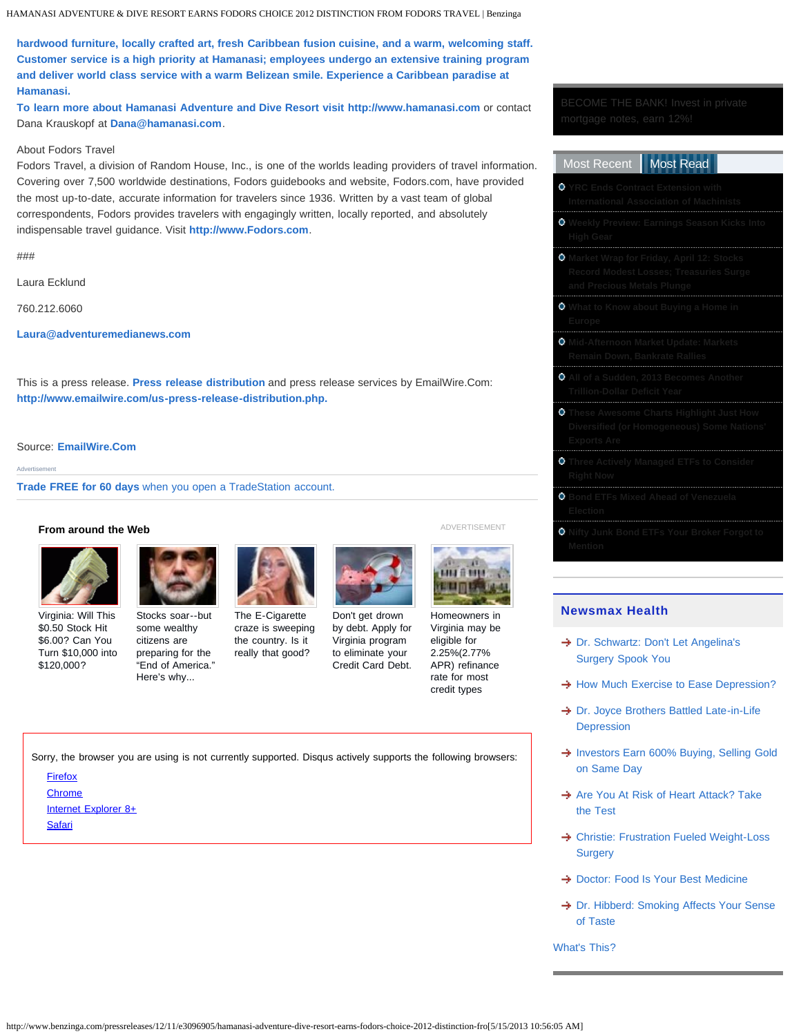**hardwood furniture, locally crafted art, fresh Caribbean fusion cuisine, and a warm, welcoming staff. Customer service is a high priority at Hamanasi; employees undergo an extensive training program and deliver world class service with a warm Belizean smile. Experience a Caribbean paradise at Hamanasi.**

**To learn more about Hamanasi Adventure and Dive Resort visit http://www.hamanasi.com** or contact Dana Krauskopf at **Dana@hamanasi.com**.

About Fodors Travel

Fodors Travel, a division of Random House, Inc., is one of the worlds leading providers of travel information. Covering over 7,500 worldwide destinations, Fodors guidebooks and website, Fodors.com, have provided the most up-to-date, accurate information for travelers since 1936. Written by a vast team of global correspondents, Fodors provides travelers with engagingly written, locally reported, and absolutely indispensable travel guidance. Visit **http://www.Fodors.com**.

###

Laura Ecklund

760.212.6060

**Laura@adventuremedianews.com**

This is a press release. **Press release distribution** and press release services by EmailWire.Com: **http://www.emailwire.com/us-press-release-distribution.php.**

Source: **EmailWire.Com**

Advertisement

**Trade FREE for 60 days** when you open a TradeStation account.

**From around the Web**

ADVERTISEMENT

- Virginia: Will This $0.50 Stock Hit $6.00? Can You Turn $10,000 into $120,000?
- Stocks soar--but some wealthy citizens are preparing for the "End of America." Here's why...
- The E-Cigarette craze is sweeping the country. Is it really that good?
- Don't get drown by debt. Apply for Virginia program to eliminate your Credit Card Debt.
- Homeowners in Virginia may be eligible for 2.25%(2.77% APR) refinance rate for most credit types

Sorry, the browser you are using is not currently supported. Disqus actively supports the following browsers:

- Firefox
- Chrome
- Internet Explorer 8+
- Safari

BECOME THE BANK! Invest in private mortgage notes, earn 12%!

Most Recent | Most Read

- YRC Ends Contract Extension with International Association of Machinists
- Weekly Preview: Earnings Season Kicks Into High Gear
- Market Wrap for Friday, April 12: Stocks Record Modest Losses; Treasuries Surge and Precious Metals Plunge
- What to Know about Buying a Home in Europe
- Mid-Afternoon Market Update: Markets Remain Down, Bankrate Rallies
- All of a Sudden, 2013 Becomes Another Trillion-Dollar Deficit Year
- These Awesome Charts Highlight Just How Diversified (or Homogeneous) Some Nations' Exports Are
- Three Actively Managed ETFs to Consider Right Now
- Bond ETFs Mixed Ahead of Venezuela Election
- Nifty Junk Bond ETFs Your Broker Forgot to Mention

**Newsmax Health**

- Dr. Schwartz: Don't Let Angelina's Surgery Spook You
- How Much Exercise to Ease Depression?
- Dr. Joyce Brothers Battled Late-in-Life Depression
- Investors Earn 600% Buying, Selling Gold on Same Day
- Are You At Risk of Heart Attack? Take the Test
- Christie: Frustration Fueled Weight-Loss Surgery
- Doctor: Food Is Your Best Medicine
- Dr. Hibberd: Smoking Affects Your Sense of Taste

What's This?